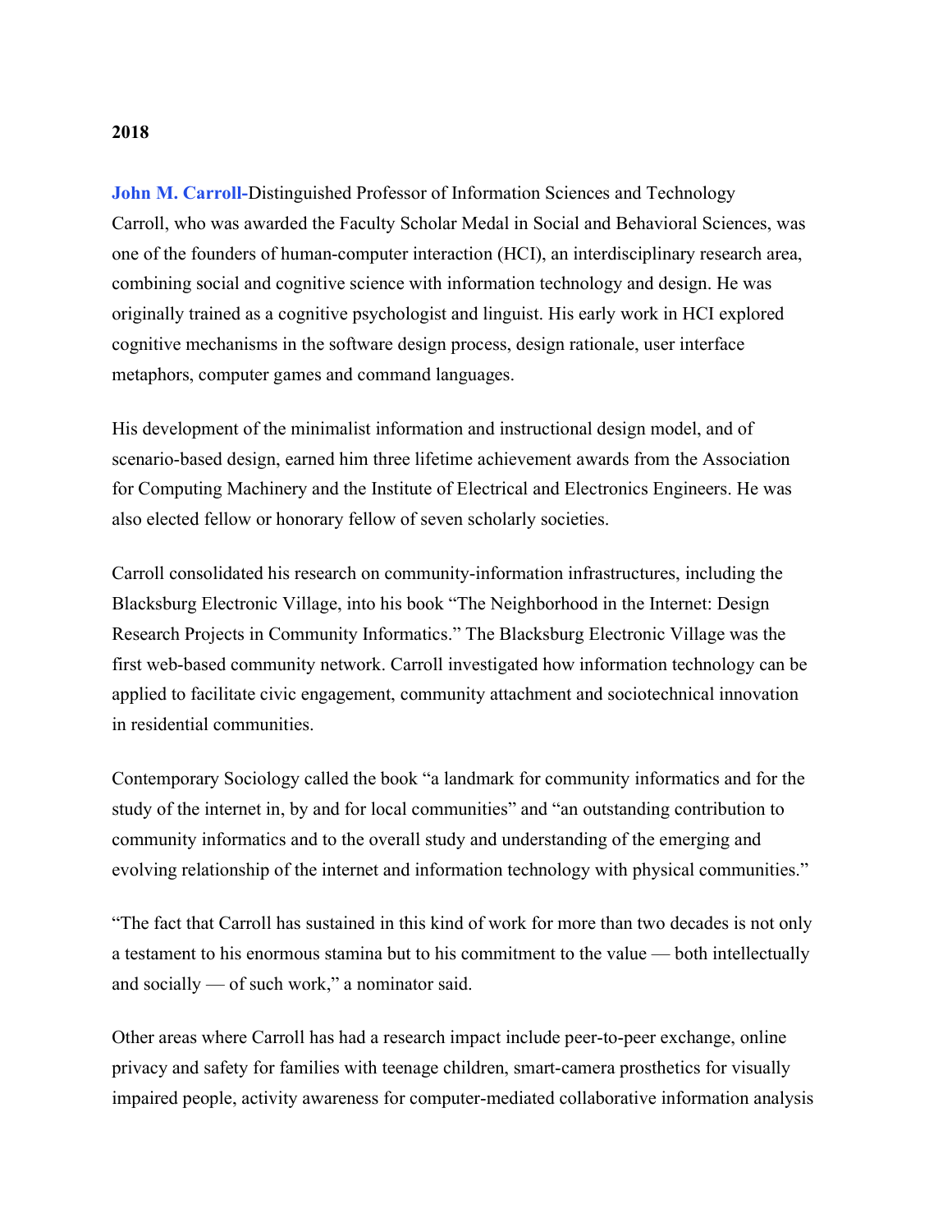**2018**

**John M. Carroll-**Distinguished Professor of Information Sciences and Technology
Carroll, who was awarded the Faculty Scholar Medal in Social and Behavioral Sciences, was one of the founders of human-computer interaction (HCI), an interdisciplinary research area, combining social and cognitive science with information technology and design. He was originally trained as a cognitive psychologist and linguist. His early work in HCI explored cognitive mechanisms in the software design process, design rationale, user interface metaphors, computer games and command languages.

His development of the minimalist information and instructional design model, and of scenario-based design, earned him three lifetime achievement awards from the Association for Computing Machinery and the Institute of Electrical and Electronics Engineers. He was also elected fellow or honorary fellow of seven scholarly societies.

Carroll consolidated his research on community-information infrastructures, including the Blacksburg Electronic Village, into his book "The Neighborhood in the Internet: Design Research Projects in Community Informatics." The Blacksburg Electronic Village was the first web-based community network. Carroll investigated how information technology can be applied to facilitate civic engagement, community attachment and sociotechnical innovation in residential communities.

Contemporary Sociology called the book "a landmark for community informatics and for the study of the internet in, by and for local communities" and "an outstanding contribution to community informatics and to the overall study and understanding of the emerging and evolving relationship of the internet and information technology with physical communities."

"The fact that Carroll has sustained in this kind of work for more than two decades is not only a testament to his enormous stamina but to his commitment to the value — both intellectually and socially — of such work," a nominator said.

Other areas where Carroll has had a research impact include peer-to-peer exchange, online privacy and safety for families with teenage children, smart-camera prosthetics for visually impaired people, activity awareness for computer-mediated collaborative information analysis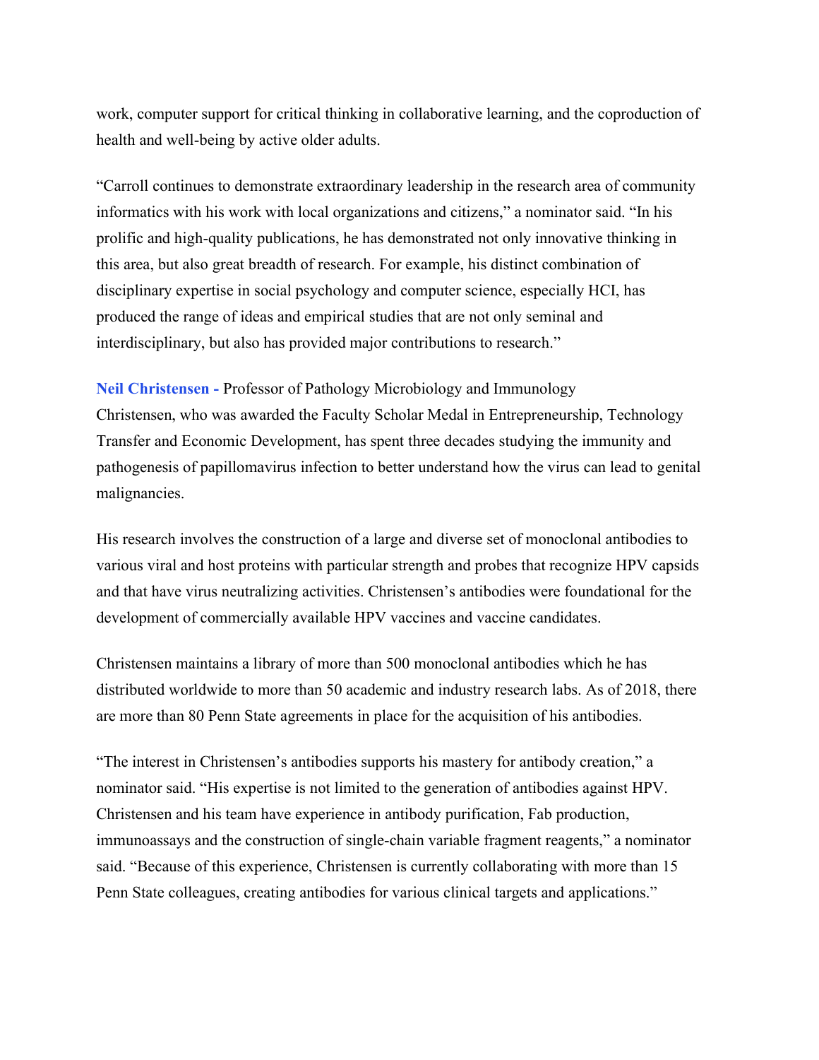work, computer support for critical thinking in collaborative learning, and the coproduction of health and well-being by active older adults.

"Carroll continues to demonstrate extraordinary leadership in the research area of community informatics with his work with local organizations and citizens," a nominator said. "In his prolific and high-quality publications, he has demonstrated not only innovative thinking in this area, but also great breadth of research. For example, his distinct combination of disciplinary expertise in social psychology and computer science, especially HCI, has produced the range of ideas and empirical studies that are not only seminal and interdisciplinary, but also has provided major contributions to research."

**Neil Christensen -** Professor of Pathology Microbiology and Immunology
Christensen, who was awarded the Faculty Scholar Medal in Entrepreneurship, Technology Transfer and Economic Development, has spent three decades studying the immunity and pathogenesis of papillomavirus infection to better understand how the virus can lead to genital malignancies.

His research involves the construction of a large and diverse set of monoclonal antibodies to various viral and host proteins with particular strength and probes that recognize HPV capsids and that have virus neutralizing activities. Christensen's antibodies were foundational for the development of commercially available HPV vaccines and vaccine candidates.

Christensen maintains a library of more than 500 monoclonal antibodies which he has distributed worldwide to more than 50 academic and industry research labs. As of 2018, there are more than 80 Penn State agreements in place for the acquisition of his antibodies.

"The interest in Christensen's antibodies supports his mastery for antibody creation," a nominator said. "His expertise is not limited to the generation of antibodies against HPV. Christensen and his team have experience in antibody purification, Fab production, immunoassays and the construction of single-chain variable fragment reagents," a nominator said. "Because of this experience, Christensen is currently collaborating with more than 15 Penn State colleagues, creating antibodies for various clinical targets and applications."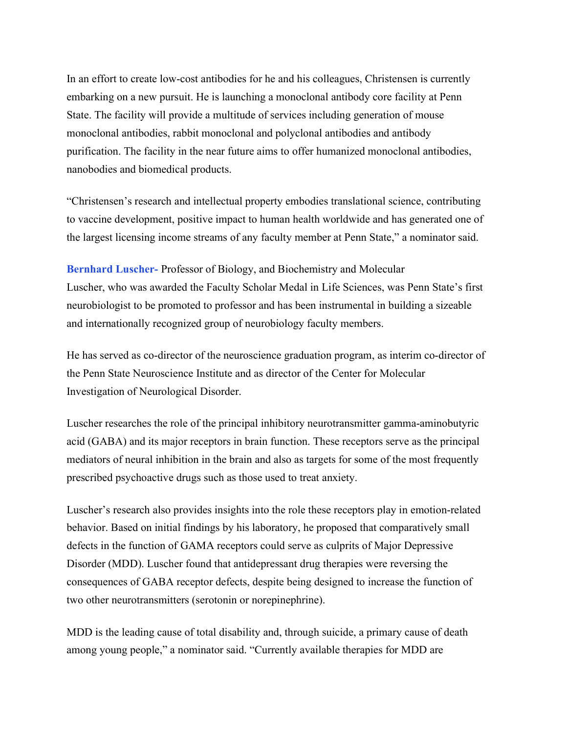In an effort to create low-cost antibodies for he and his colleagues, Christensen is currently embarking on a new pursuit. He is launching a monoclonal antibody core facility at Penn State. The facility will provide a multitude of services including generation of mouse monoclonal antibodies, rabbit monoclonal and polyclonal antibodies and antibody purification. The facility in the near future aims to offer humanized monoclonal antibodies, nanobodies and biomedical products.

"Christensen's research and intellectual property embodies translational science, contributing to vaccine development, positive impact to human health worldwide and has generated one of the largest licensing income streams of any faculty member at Penn State," a nominator said.

**Bernhard Luscher-** Professor of Biology, and Biochemistry and Molecular
Luscher, who was awarded the Faculty Scholar Medal in Life Sciences, was Penn State's first neurobiologist to be promoted to professor and has been instrumental in building a sizeable and internationally recognized group of neurobiology faculty members.

He has served as co-director of the neuroscience graduation program, as interim co-director of the Penn State Neuroscience Institute and as director of the Center for Molecular Investigation of Neurological Disorder.

Luscher researches the role of the principal inhibitory neurotransmitter gamma-aminobutyric acid (GABA) and its major receptors in brain function. These receptors serve as the principal mediators of neural inhibition in the brain and also as targets for some of the most frequently prescribed psychoactive drugs such as those used to treat anxiety.

Luscher's research also provides insights into the role these receptors play in emotion-related behavior. Based on initial findings by his laboratory, he proposed that comparatively small defects in the function of GAMA receptors could serve as culprits of Major Depressive Disorder (MDD). Luscher found that antidepressant drug therapies were reversing the consequences of GABA receptor defects, despite being designed to increase the function of two other neurotransmitters (serotonin or norepinephrine).

MDD is the leading cause of total disability and, through suicide, a primary cause of death among young people," a nominator said. "Currently available therapies for MDD are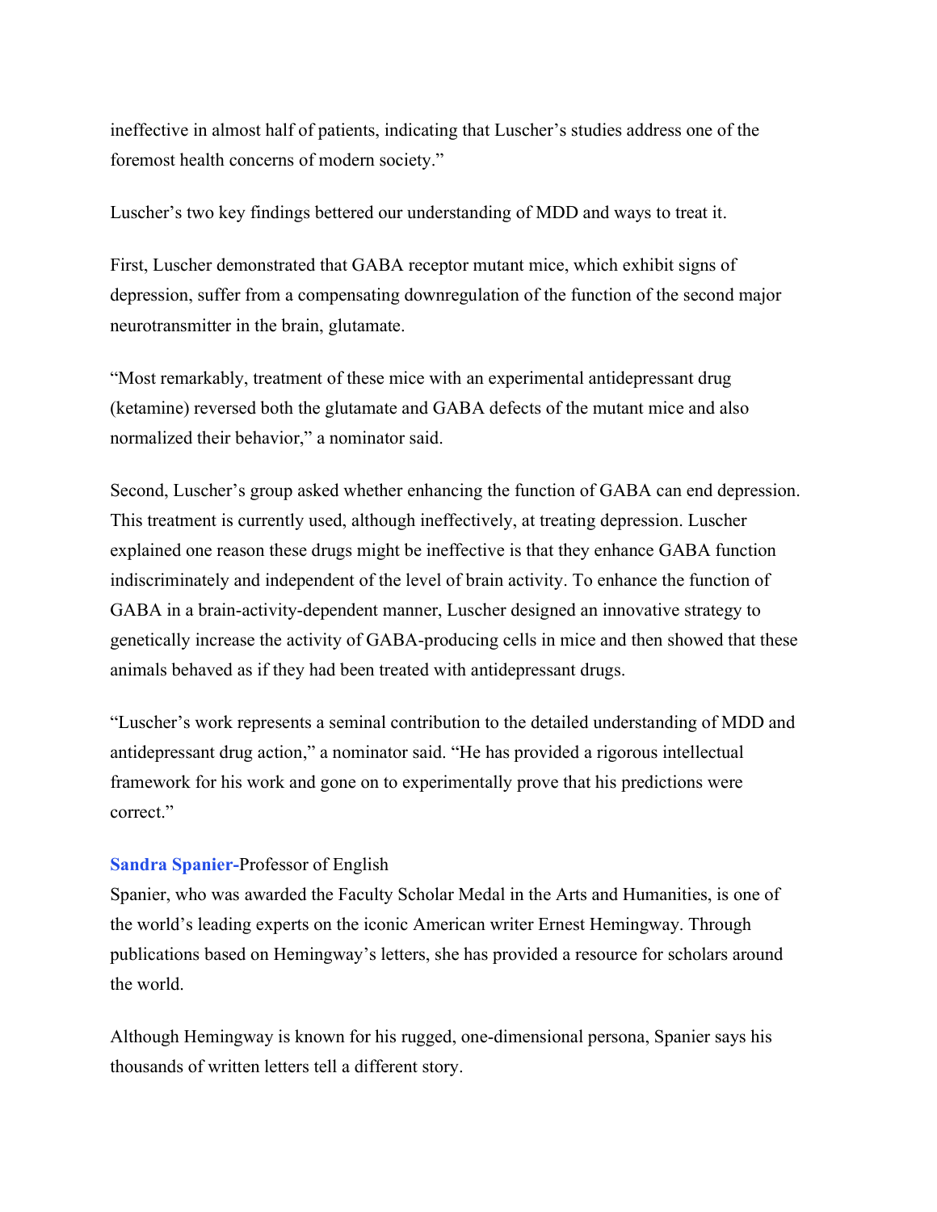ineffective in almost half of patients, indicating that Luscher's studies address one of the foremost health concerns of modern society."

Luscher's two key findings bettered our understanding of MDD and ways to treat it.

First, Luscher demonstrated that GABA receptor mutant mice, which exhibit signs of depression, suffer from a compensating downregulation of the function of the second major neurotransmitter in the brain, glutamate.

"Most remarkably, treatment of these mice with an experimental antidepressant drug (ketamine) reversed both the glutamate and GABA defects of the mutant mice and also normalized their behavior," a nominator said.

Second, Luscher's group asked whether enhancing the function of GABA can end depression. This treatment is currently used, although ineffectively, at treating depression. Luscher explained one reason these drugs might be ineffective is that they enhance GABA function indiscriminately and independent of the level of brain activity. To enhance the function of GABA in a brain-activity-dependent manner, Luscher designed an innovative strategy to genetically increase the activity of GABA-producing cells in mice and then showed that these animals behaved as if they had been treated with antidepressant drugs.

"Luscher's work represents a seminal contribution to the detailed understanding of MDD and antidepressant drug action," a nominator said. "He has provided a rigorous intellectual framework for his work and gone on to experimentally prove that his predictions were correct."

**Sandra Spanier-**Professor of English
Spanier, who was awarded the Faculty Scholar Medal in the Arts and Humanities, is one of the world's leading experts on the iconic American writer Ernest Hemingway. Through publications based on Hemingway's letters, she has provided a resource for scholars around the world.

Although Hemingway is known for his rugged, one-dimensional persona, Spanier says his thousands of written letters tell a different story.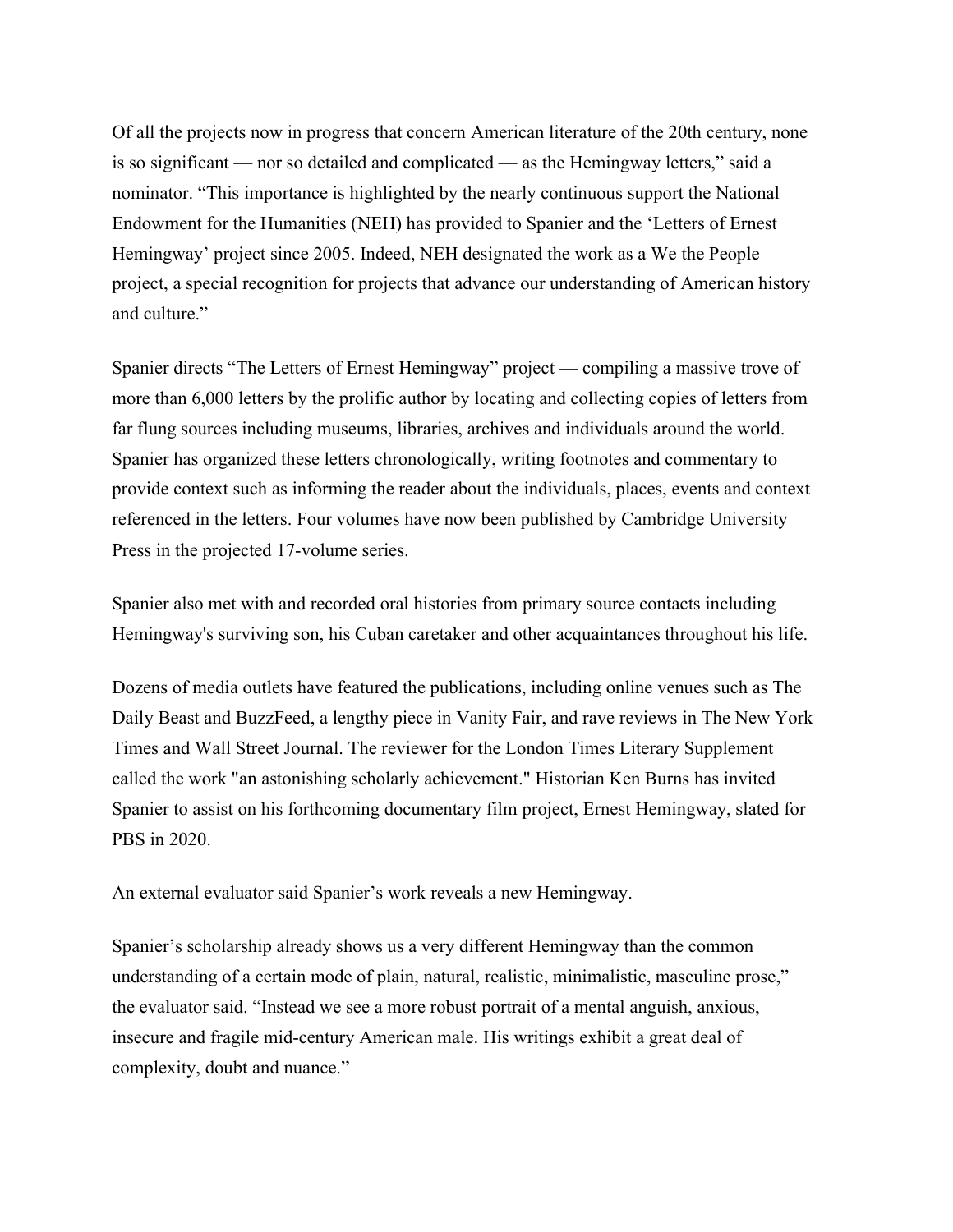Of all the projects now in progress that concern American literature of the 20th century, none is so significant — nor so detailed and complicated — as the Hemingway letters," said a nominator. "This importance is highlighted by the nearly continuous support the National Endowment for the Humanities (NEH) has provided to Spanier and the 'Letters of Ernest Hemingway' project since 2005. Indeed, NEH designated the work as a We the People project, a special recognition for projects that advance our understanding of American history and culture."

Spanier directs "The Letters of Ernest Hemingway" project — compiling a massive trove of more than 6,000 letters by the prolific author by locating and collecting copies of letters from far flung sources including museums, libraries, archives and individuals around the world. Spanier has organized these letters chronologically, writing footnotes and commentary to provide context such as informing the reader about the individuals, places, events and context referenced in the letters. Four volumes have now been published by Cambridge University Press in the projected 17-volume series.

Spanier also met with and recorded oral histories from primary source contacts including Hemingway's surviving son, his Cuban caretaker and other acquaintances throughout his life.

Dozens of media outlets have featured the publications, including online venues such as The Daily Beast and BuzzFeed, a lengthy piece in Vanity Fair, and rave reviews in The New York Times and Wall Street Journal. The reviewer for the London Times Literary Supplement called the work "an astonishing scholarly achievement." Historian Ken Burns has invited Spanier to assist on his forthcoming documentary film project, Ernest Hemingway, slated for PBS in 2020.

An external evaluator said Spanier's work reveals a new Hemingway.

Spanier's scholarship already shows us a very different Hemingway than the common understanding of a certain mode of plain, natural, realistic, minimalistic, masculine prose," the evaluator said. "Instead we see a more robust portrait of a mental anguish, anxious, insecure and fragile mid-century American male. His writings exhibit a great deal of complexity, doubt and nuance."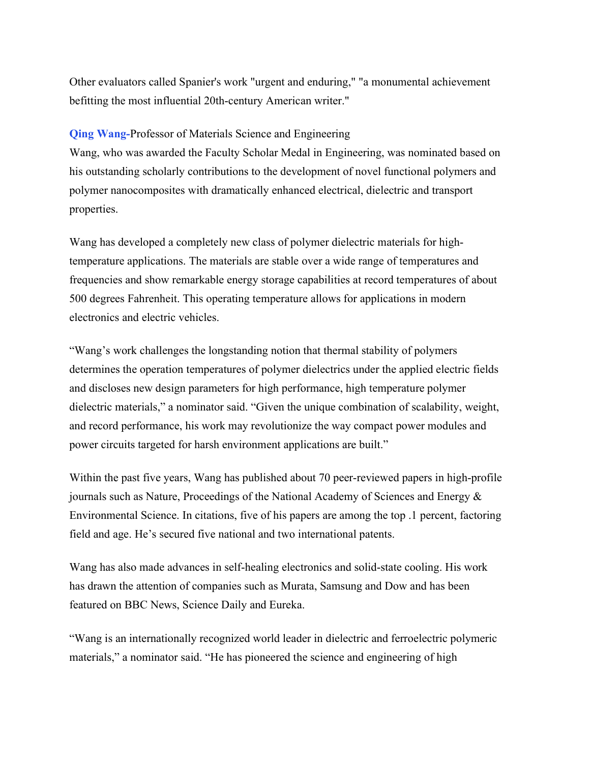Other evaluators called Spanier's work "urgent and enduring," "a monumental achievement befitting the most influential 20th-century American writer."

**Qing Wang**-Professor of Materials Science and Engineering
Wang, who was awarded the Faculty Scholar Medal in Engineering, was nominated based on his outstanding scholarly contributions to the development of novel functional polymers and polymer nanocomposites with dramatically enhanced electrical, dielectric and transport properties.

Wang has developed a completely new class of polymer dielectric materials for high-temperature applications. The materials are stable over a wide range of temperatures and frequencies and show remarkable energy storage capabilities at record temperatures of about 500 degrees Fahrenheit. This operating temperature allows for applications in modern electronics and electric vehicles.

"Wang's work challenges the longstanding notion that thermal stability of polymers determines the operation temperatures of polymer dielectrics under the applied electric fields and discloses new design parameters for high performance, high temperature polymer dielectric materials," a nominator said. "Given the unique combination of scalability, weight, and record performance, his work may revolutionize the way compact power modules and power circuits targeted for harsh environment applications are built."

Within the past five years, Wang has published about 70 peer-reviewed papers in high-profile journals such as Nature, Proceedings of the National Academy of Sciences and Energy & Environmental Science. In citations, five of his papers are among the top .1 percent, factoring field and age. He's secured five national and two international patents.

Wang has also made advances in self-healing electronics and solid-state cooling. His work has drawn the attention of companies such as Murata, Samsung and Dow and has been featured on BBC News, Science Daily and Eureka.

"Wang is an internationally recognized world leader in dielectric and ferroelectric polymeric materials," a nominator said. "He has pioneered the science and engineering of high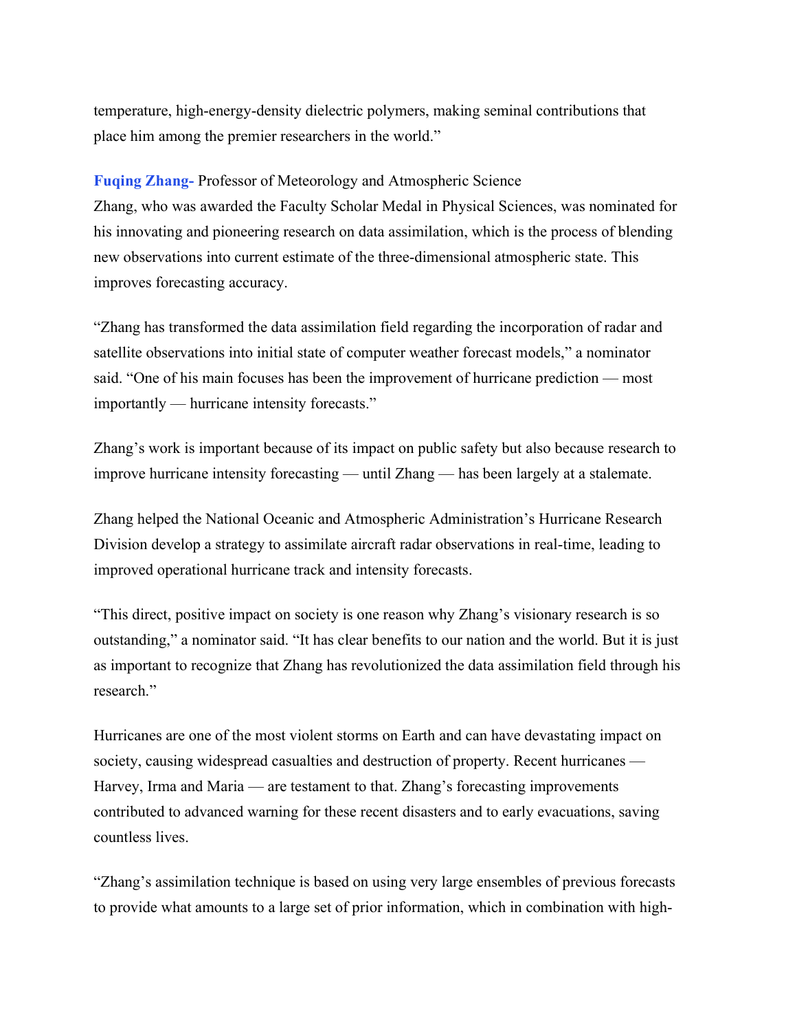temperature, high-energy-density dielectric polymers, making seminal contributions that place him among the premier researchers in the world."

**Fuqing Zhang-** Professor of Meteorology and Atmospheric Science
Zhang, who was awarded the Faculty Scholar Medal in Physical Sciences, was nominated for his innovating and pioneering research on data assimilation, which is the process of blending new observations into current estimate of the three-dimensional atmospheric state. This improves forecasting accuracy.

"Zhang has transformed the data assimilation field regarding the incorporation of radar and satellite observations into initial state of computer weather forecast models," a nominator said. "One of his main focuses has been the improvement of hurricane prediction — most importantly — hurricane intensity forecasts."

Zhang's work is important because of its impact on public safety but also because research to improve hurricane intensity forecasting — until Zhang — has been largely at a stalemate.

Zhang helped the National Oceanic and Atmospheric Administration's Hurricane Research Division develop a strategy to assimilate aircraft radar observations in real-time, leading to improved operational hurricane track and intensity forecasts.

"This direct, positive impact on society is one reason why Zhang's visionary research is so outstanding," a nominator said. "It has clear benefits to our nation and the world. But it is just as important to recognize that Zhang has revolutionized the data assimilation field through his research."

Hurricanes are one of the most violent storms on Earth and can have devastating impact on society, causing widespread casualties and destruction of property. Recent hurricanes — Harvey, Irma and Maria — are testament to that. Zhang's forecasting improvements contributed to advanced warning for these recent disasters and to early evacuations, saving countless lives.

"Zhang's assimilation technique is based on using very large ensembles of previous forecasts to provide what amounts to a large set of prior information, which in combination with high-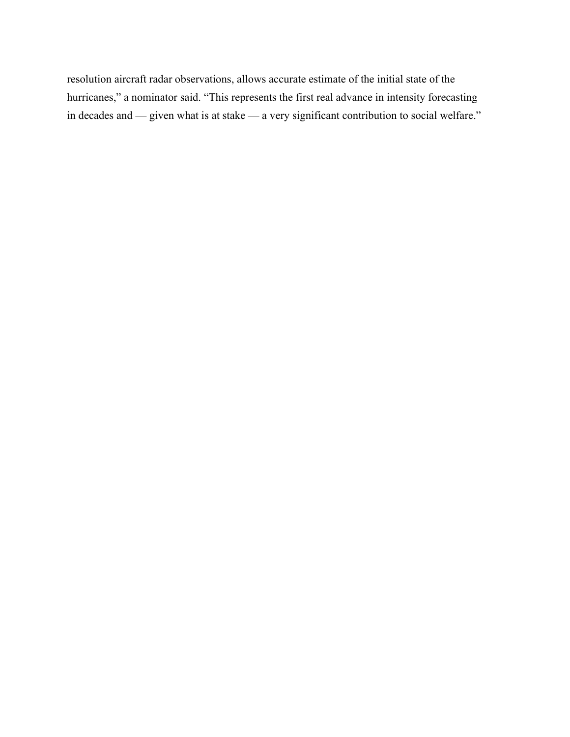resolution aircraft radar observations, allows accurate estimate of the initial state of the hurricanes," a nominator said. "This represents the first real advance in intensity forecasting in decades and — given what is at stake — a very significant contribution to social welfare."